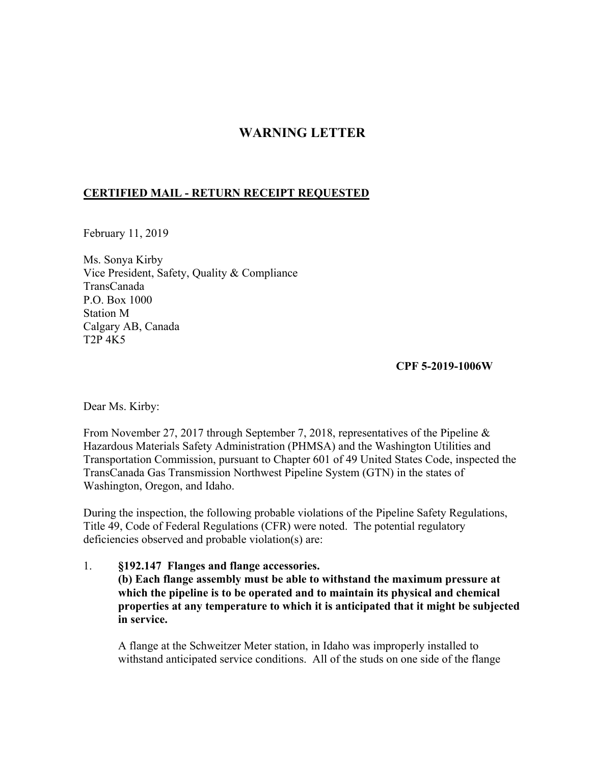# WARNING LETTER

**CERTIFIED MAIL - RETURN RECEIPT REQUESTED**

February 11, 2019

Ms. Sonya Kirby
Vice President, Safety, Quality & Compliance
TransCanada
P.O. Box 1000
Station M
Calgary AB, Canada
T2P 4K5

**CPF 5-2019-1006W**

Dear Ms. Kirby:

From November 27, 2017 through September 7, 2018, representatives of the Pipeline & Hazardous Materials Safety Administration (PHMSA) and the Washington Utilities and Transportation Commission, pursuant to Chapter 601 of 49 United States Code, inspected the TransCanada Gas Transmission Northwest Pipeline System (GTN) in the states of Washington, Oregon, and Idaho.

During the inspection, the following probable violations of the Pipeline Safety Regulations, Title 49, Code of Federal Regulations (CFR) were noted. The potential regulatory deficiencies observed and probable violation(s) are:

1. **§192.147 Flanges and flange accessories.**
   **(b) Each flange assembly must be able to withstand the maximum pressure at which the pipeline is to be operated and to maintain its physical and chemical properties at any temperature to which it is anticipated that it might be subjected in service.**

   A flange at the Schweitzer Meter station, in Idaho was improperly installed to withstand anticipated service conditions. All of the studs on one side of the flange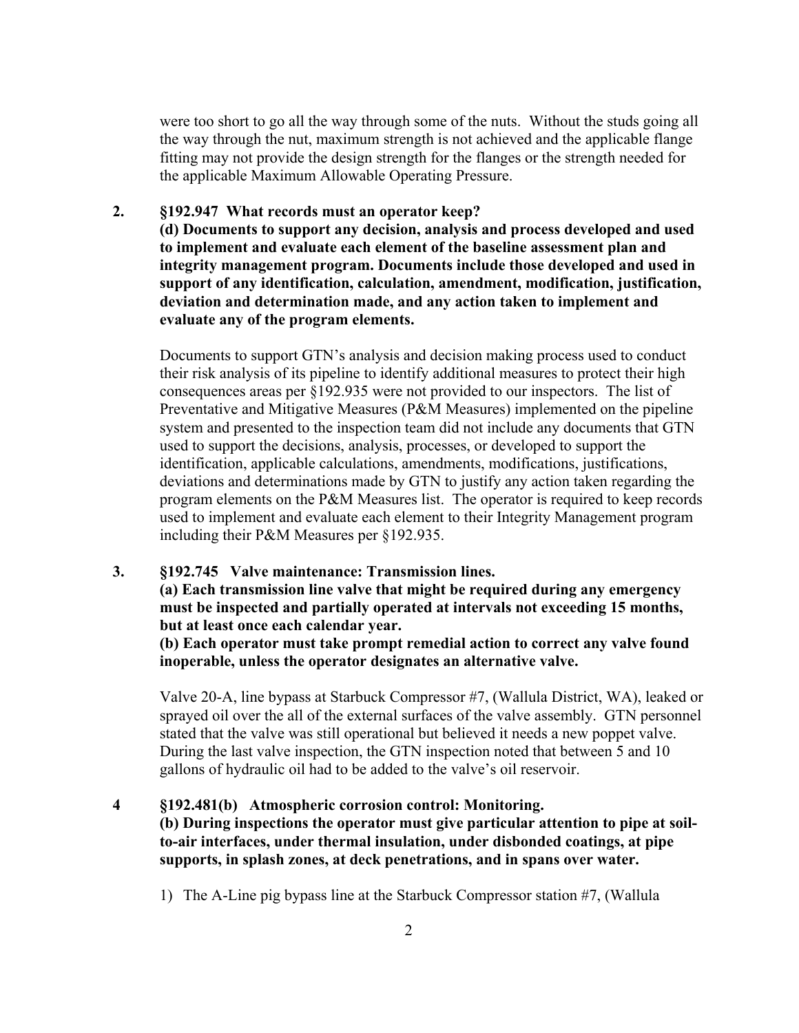were too short to go all the way through some of the nuts. Without the studs going all the way through the nut, maximum strength is not achieved and the applicable flange fitting may not provide the design strength for the flanges or the strength needed for the applicable Maximum Allowable Operating Pressure.

**2. §192.947 What records must an operator keep?**

**(d) Documents to support any decision, analysis and process developed and used to implement and evaluate each element of the baseline assessment plan and integrity management program. Documents include those developed and used in support of any identification, calculation, amendment, modification, justification, deviation and determination made, and any action taken to implement and evaluate any of the program elements.**

Documents to support GTN's analysis and decision making process used to conduct their risk analysis of its pipeline to identify additional measures to protect their high consequences areas per §192.935 were not provided to our inspectors. The list of Preventative and Mitigative Measures (P&M Measures) implemented on the pipeline system and presented to the inspection team did not include any documents that GTN used to support the decisions, analysis, processes, or developed to support the identification, applicable calculations, amendments, modifications, justifications, deviations and determinations made by GTN to justify any action taken regarding the program elements on the P&M Measures list. The operator is required to keep records used to implement and evaluate each element to their Integrity Management program including their P&M Measures per §192.935.

**3. §192.745 Valve maintenance: Transmission lines.**

**(a) Each transmission line valve that might be required during any emergency must be inspected and partially operated at intervals not exceeding 15 months, but at least once each calendar year.**

**(b) Each operator must take prompt remedial action to correct any valve found inoperable, unless the operator designates an alternative valve.**

Valve 20-A, line bypass at Starbuck Compressor #7, (Wallula District, WA), leaked or sprayed oil over the all of the external surfaces of the valve assembly. GTN personnel stated that the valve was still operational but believed it needs a new poppet valve. During the last valve inspection, the GTN inspection noted that between 5 and 10 gallons of hydraulic oil had to be added to the valve's oil reservoir.

**4 §192.481(b) Atmospheric corrosion control: Monitoring.**

**(b) During inspections the operator must give particular attention to pipe at soil-to-air interfaces, under thermal insulation, under disbonded coatings, at pipe supports, in splash zones, at deck penetrations, and in spans over water.**

1) The A-Line pig bypass line at the Starbuck Compressor station #7, (Wallula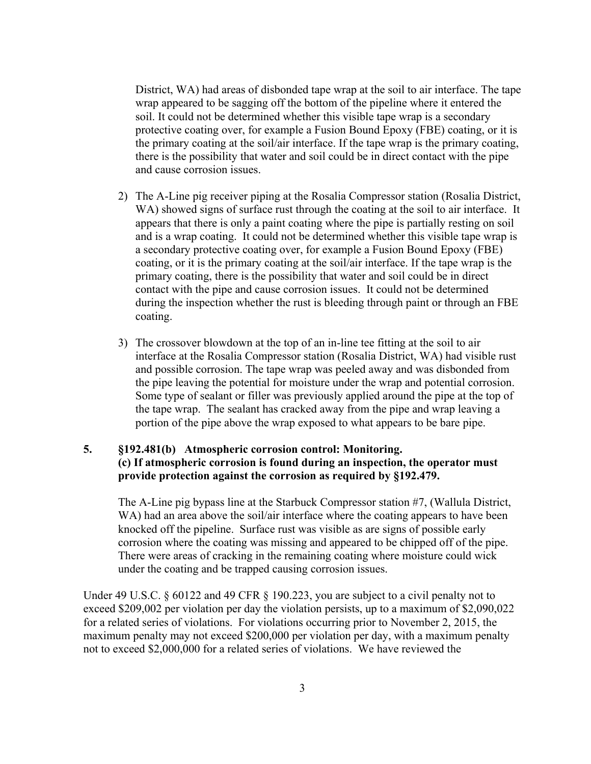District, WA) had areas of disbonded tape wrap at the soil to air interface. The tape wrap appeared to be sagging off the bottom of the pipeline where it entered the soil. It could not be determined whether this visible tape wrap is a secondary protective coating over, for example a Fusion Bound Epoxy (FBE) coating, or it is the primary coating at the soil/air interface. If the tape wrap is the primary coating, there is the possibility that water and soil could be in direct contact with the pipe and cause corrosion issues.

2) The A-Line pig receiver piping at the Rosalia Compressor station (Rosalia District, WA) showed signs of surface rust through the coating at the soil to air interface. It appears that there is only a paint coating where the pipe is partially resting on soil and is a wrap coating. It could not be determined whether this visible tape wrap is a secondary protective coating over, for example a Fusion Bound Epoxy (FBE) coating, or it is the primary coating at the soil/air interface. If the tape wrap is the primary coating, there is the possibility that water and soil could be in direct contact with the pipe and cause corrosion issues. It could not be determined during the inspection whether the rust is bleeding through paint or through an FBE coating.

3) The crossover blowdown at the top of an in-line tee fitting at the soil to air interface at the Rosalia Compressor station (Rosalia District, WA) had visible rust and possible corrosion. The tape wrap was peeled away and was disbonded from the pipe leaving the potential for moisture under the wrap and potential corrosion. Some type of sealant or filler was previously applied around the pipe at the top of the tape wrap. The sealant has cracked away from the pipe and wrap leaving a portion of the pipe above the wrap exposed to what appears to be bare pipe.

**5. §192.481(b) Atmospheric corrosion control: Monitoring.**
**(c) If atmospheric corrosion is found during an inspection, the operator must provide protection against the corrosion as required by §192.479.**

The A-Line pig bypass line at the Starbuck Compressor station #7, (Wallula District, WA) had an area above the soil/air interface where the coating appears to have been knocked off the pipeline. Surface rust was visible as are signs of possible early corrosion where the coating was missing and appeared to be chipped off of the pipe. There were areas of cracking in the remaining coating where moisture could wick under the coating and be trapped causing corrosion issues.

Under 49 U.S.C. § 60122 and 49 CFR § 190.223, you are subject to a civil penalty not to exceed $209,002 per violation per day the violation persists, up to a maximum of $2,090,022 for a related series of violations. For violations occurring prior to November 2, 2015, the maximum penalty may not exceed $200,000 per violation per day, with a maximum penalty not to exceed $2,000,000 for a related series of violations. We have reviewed the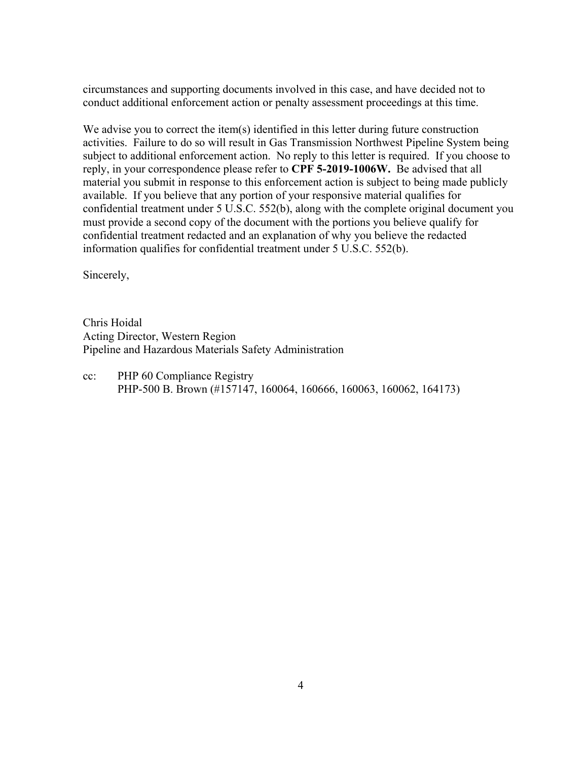circumstances and supporting documents involved in this case, and have decided not to conduct additional enforcement action or penalty assessment proceedings at this time.

We advise you to correct the item(s) identified in this letter during future construction activities. Failure to do so will result in Gas Transmission Northwest Pipeline System being subject to additional enforcement action. No reply to this letter is required. If you choose to reply, in your correspondence please refer to **CPF 5-2019-1006W.** Be advised that all material you submit in response to this enforcement action is subject to being made publicly available. If you believe that any portion of your responsive material qualifies for confidential treatment under 5 U.S.C. 552(b), along with the complete original document you must provide a second copy of the document with the portions you believe qualify for confidential treatment redacted and an explanation of why you believe the redacted information qualifies for confidential treatment under 5 U.S.C. 552(b).

Sincerely,

Chris Hoidal
Acting Director, Western Region
Pipeline and Hazardous Materials Safety Administration

cc: PHP 60 Compliance Registry
PHP-500 B. Brown (#157147, 160064, 160666, 160063, 160062, 164173)